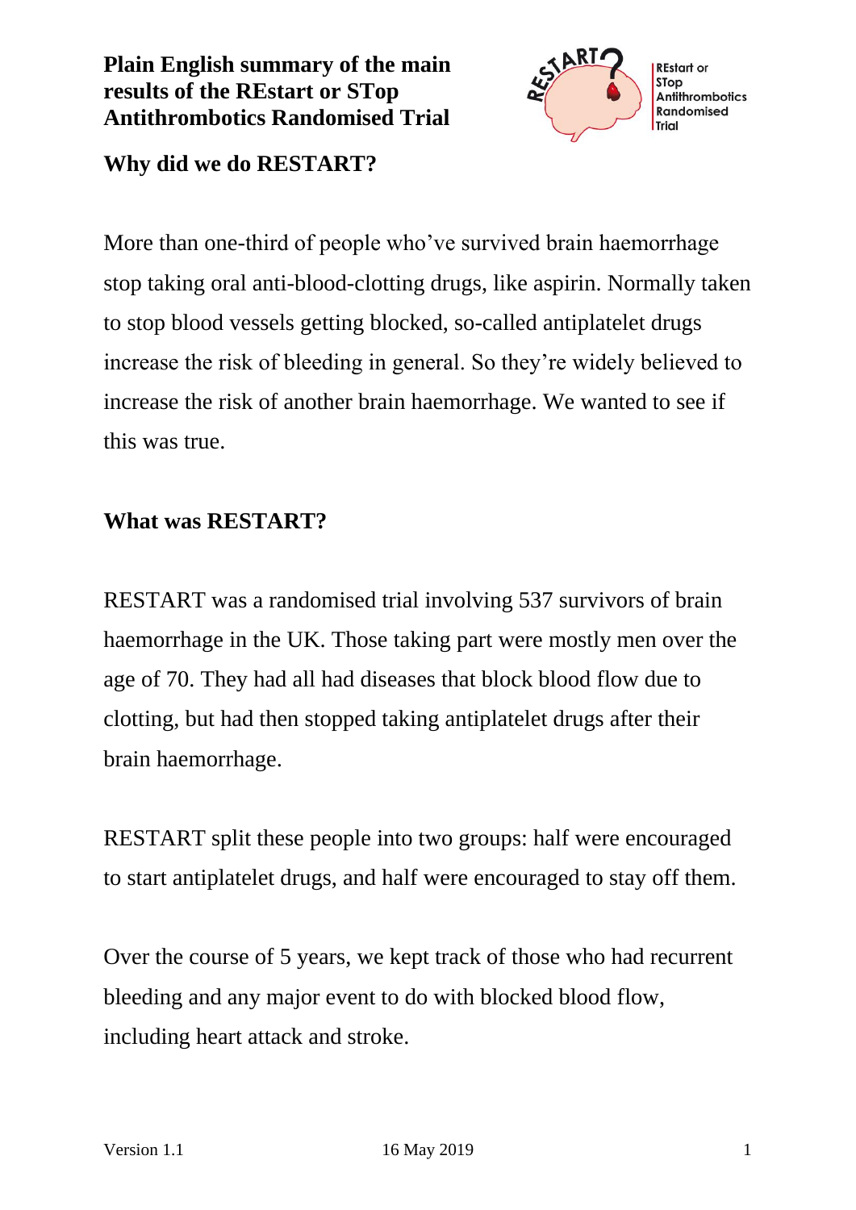# Plain English summary of the main results of the REstart or STop Antithrombotics Randomised Trial

RESTART? REstart or STop Antithrombotics Randomised Trial

## Why did we do RESTART?

More than one-third of people who've survived brain haemorrhage stop taking oral anti-blood-clotting drugs, like aspirin. Normally taken to stop blood vessels getting blocked, so-called antiplatelet drugs increase the risk of bleeding in general. So they're widely believed to increase the risk of another brain haemorrhage. We wanted to see if this was true.

## What was RESTART?

RESTART was a randomised trial involving 537 survivors of brain haemorrhage in the UK. Those taking part were mostly men over the age of 70. They had all had diseases that block blood flow due to clotting, but had then stopped taking antiplatelet drugs after their brain haemorrhage.

RESTART split these people into two groups: half were encouraged to start antiplatelet drugs, and half were encouraged to stay off them.

Over the course of 5 years, we kept track of those who had recurrent bleeding and any major event to do with blocked blood flow, including heart attack and stroke.

Version 1.1 16 May 2019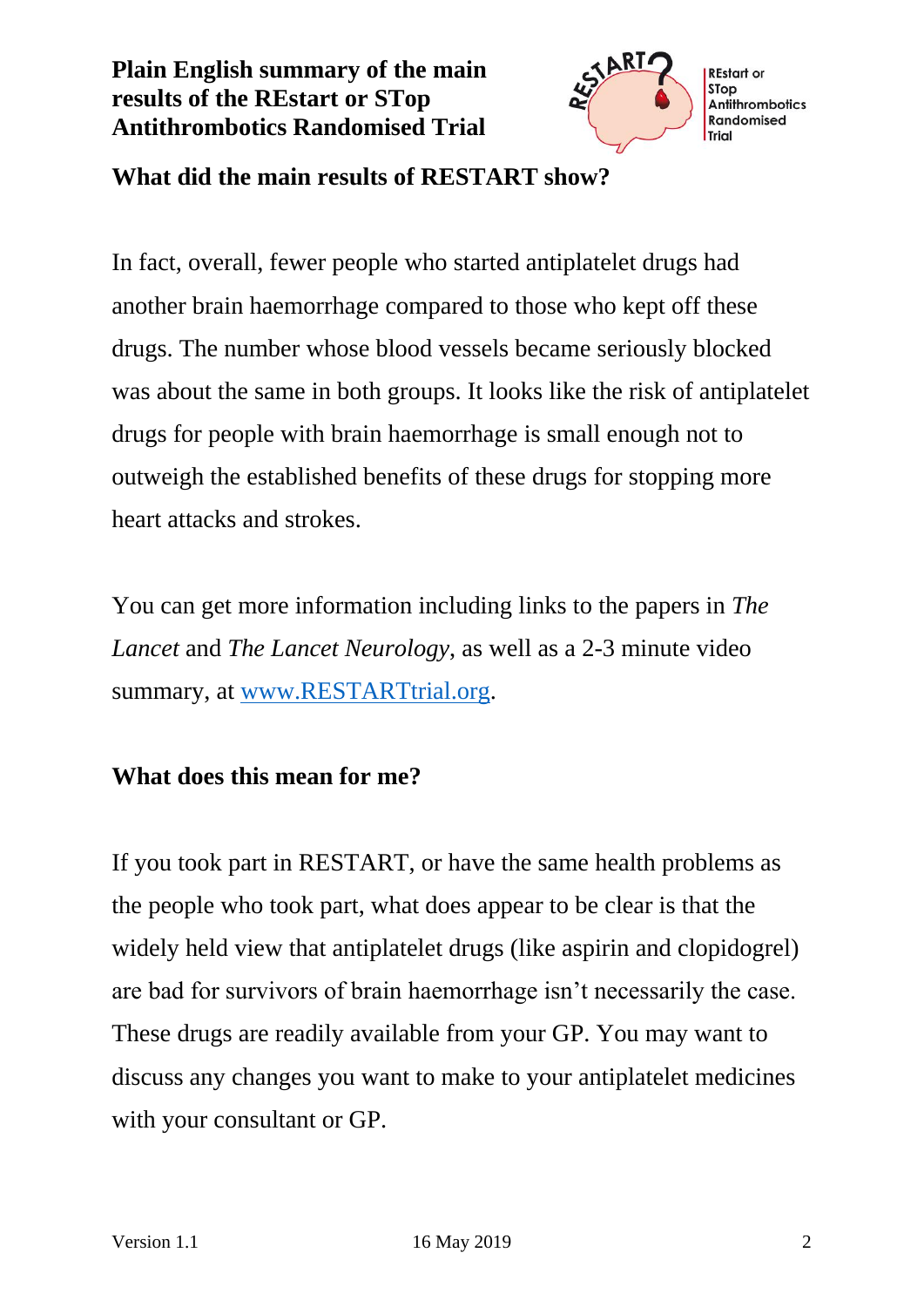**Plain English summary of the main results of the REstart or STop Antithrombotics Randomised Trial**

REstart or STop Antithrombotics Randomised Trial

## What did the main results of RESTART show?

In fact, overall, fewer people who started antiplatelet drugs had another brain haemorrhage compared to those who kept off these drugs. The number whose blood vessels became seriously blocked was about the same in both groups. It looks like the risk of antiplatelet drugs for people with brain haemorrhage is small enough not to outweigh the established benefits of these drugs for stopping more heart attacks and strokes.

You can get more information including links to the papers in *The Lancet* and *The Lancet Neurology*, as well as a 2-3 minute video summary, at [www.RESTARTtrial.org](http://www.RESTARTtrial.org).

## What does this mean for me?

If you took part in RESTART, or have the same health problems as the people who took part, what does appear to be clear is that the widely held view that antiplatelet drugs (like aspirin and clopidogrel) are bad for survivors of brain haemorrhage isn't necessarily the case. These drugs are readily available from your GP. You may want to discuss any changes you want to make to your antiplatelet medicines with your consultant or GP.

Version 1.1 16 May 2019